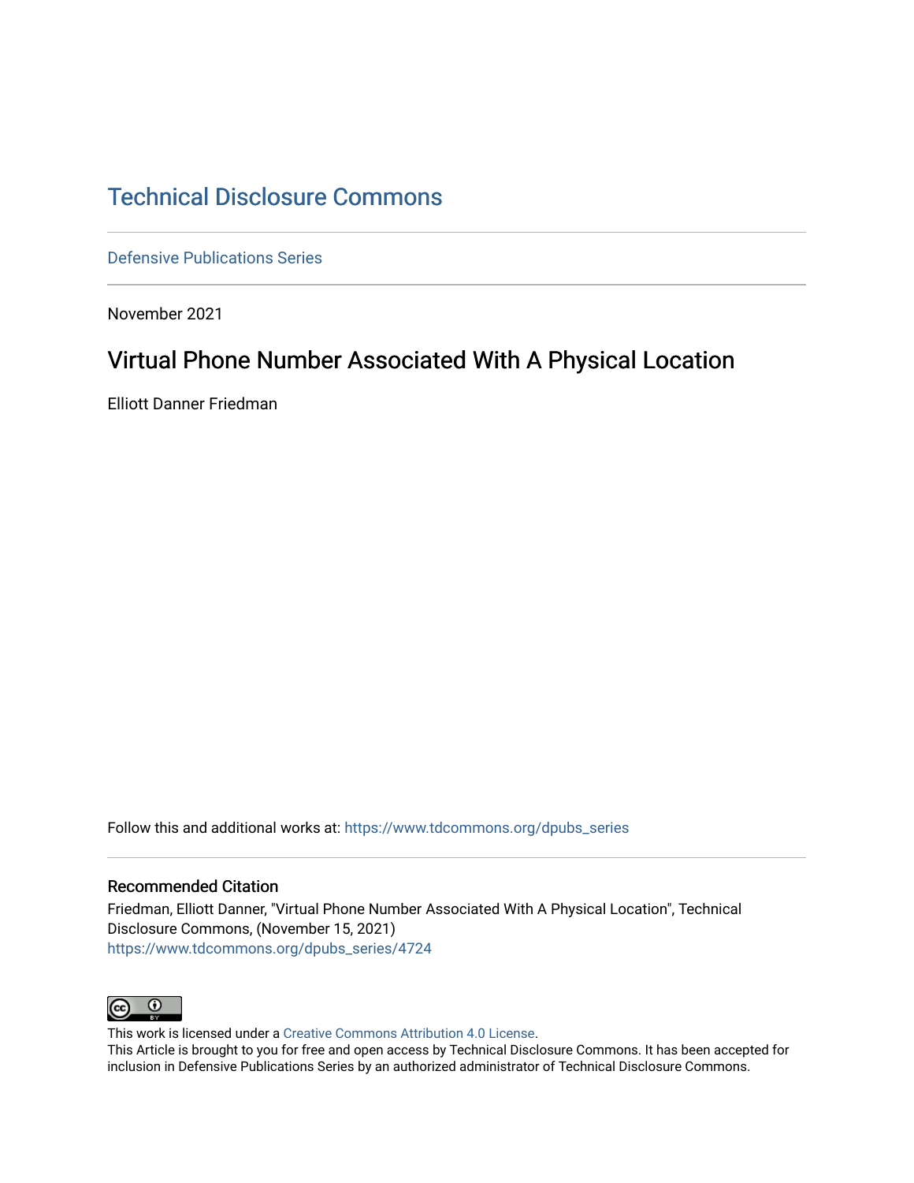# Technical Disclosure Commons

Defensive Publications Series

November 2021

## Virtual Phone Number Associated With A Physical Location

Elliott Danner Friedman

Follow this and additional works at: https://www.tdcommons.org/dpubs_series

### Recommended Citation

Friedman, Elliott Danner, "Virtual Phone Number Associated With A Physical Location", Technical Disclosure Commons, (November 15, 2021)
https://www.tdcommons.org/dpubs_series/4724

This work is licensed under a Creative Commons Attribution 4.0 License.
This Article is brought to you for free and open access by Technical Disclosure Commons. It has been accepted for inclusion in Defensive Publications Series by an authorized administrator of Technical Disclosure Commons.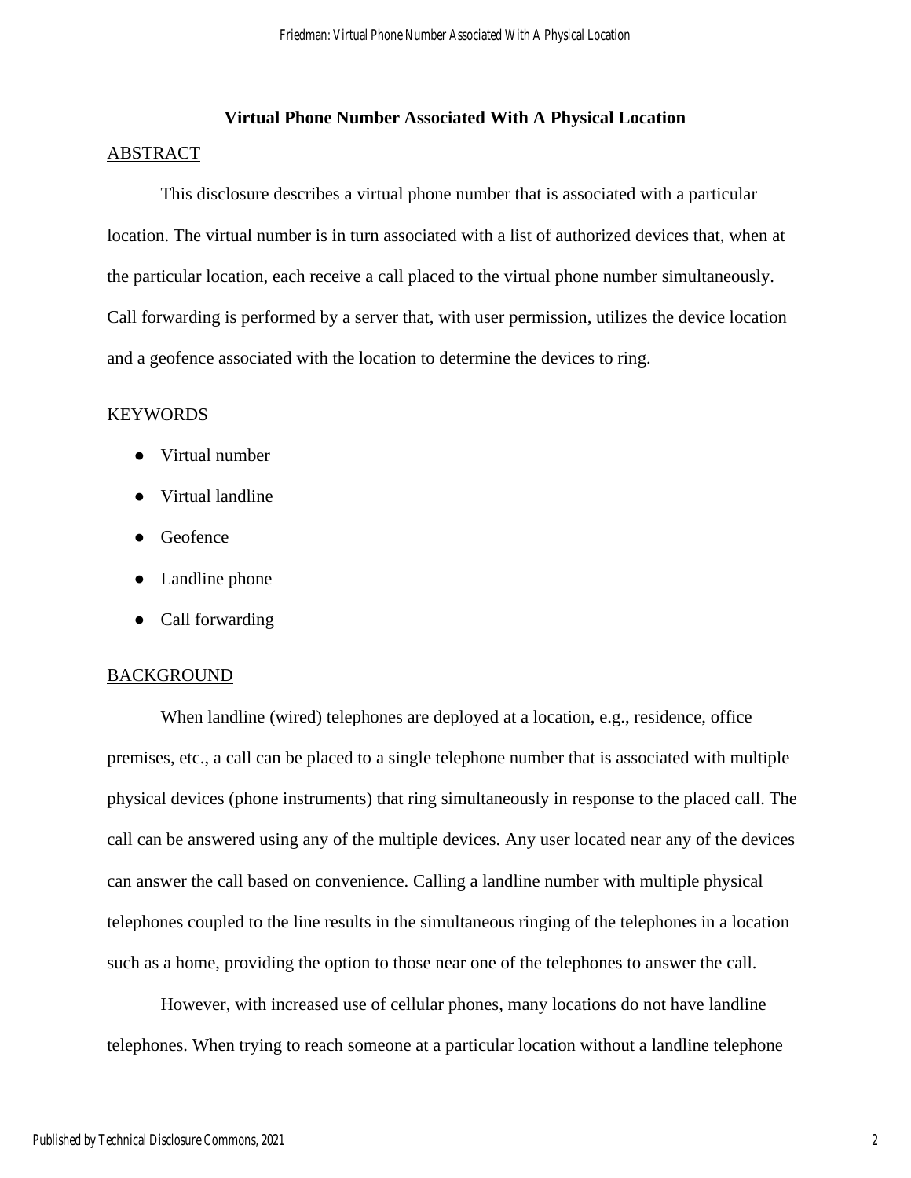# Virtual Phone Number Associated With A Physical Location

## ABSTRACT

This disclosure describes a virtual phone number that is associated with a particular location. The virtual number is in turn associated with a list of authorized devices that, when at the particular location, each receive a call placed to the virtual phone number simultaneously. Call forwarding is performed by a server that, with user permission, utilizes the device location and a geofence associated with the location to determine the devices to ring.

## KEYWORDS

- Virtual number
- Virtual landline
- Geofence
- Landline phone
- Call forwarding

## BACKGROUND

When landline (wired) telephones are deployed at a location, e.g., residence, office premises, etc., a call can be placed to a single telephone number that is associated with multiple physical devices (phone instruments) that ring simultaneously in response to the placed call. The call can be answered using any of the multiple devices. Any user located near any of the devices can answer the call based on convenience. Calling a landline number with multiple physical telephones coupled to the line results in the simultaneous ringing of the telephones in a location such as a home, providing the option to those near one of the telephones to answer the call.

However, with increased use of cellular phones, many locations do not have landline telephones. When trying to reach someone at a particular location without a landline telephone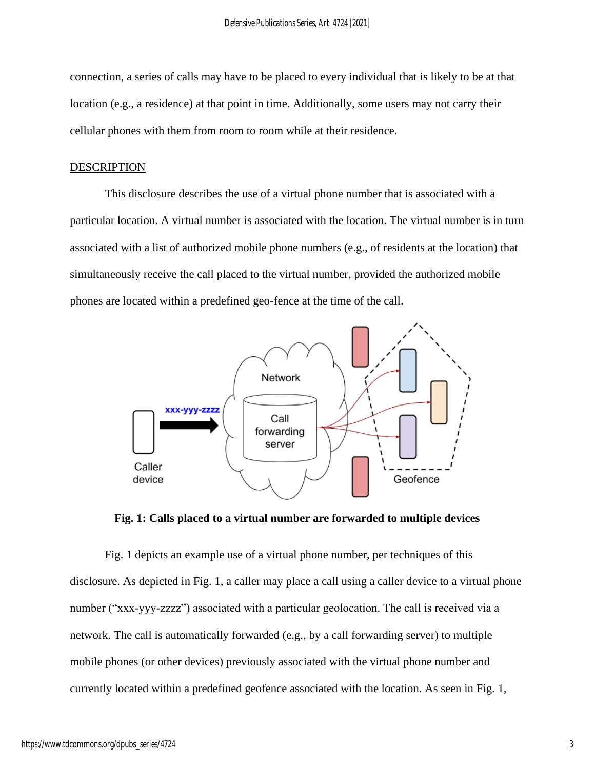connection, a series of calls may have to be placed to every individual that is likely to be at that location (e.g., a residence) at that point in time. Additionally, some users may not carry their cellular phones with them from room to room while at their residence.

## DESCRIPTION

This disclosure describes the use of a virtual phone number that is associated with a particular location. A virtual number is associated with the location. The virtual number is in turn associated with a list of authorized mobile phone numbers (e.g., of residents at the location) that simultaneously receive the call placed to the virtual number, provided the authorized mobile phones are located within a predefined geo-fence at the time of the call.

**Fig. 1: Calls placed to a virtual number are forwarded to multiple devices**

Fig. 1 depicts an example use of a virtual phone number, per techniques of this disclosure. As depicted in Fig. 1, a caller may place a call using a caller device to a virtual phone number ("xxx-yyy-zzzz") associated with a particular geolocation. The call is received via a network. The call is automatically forwarded (e.g., by a call forwarding server) to multiple mobile phones (or other devices) previously associated with the virtual phone number and currently located within a predefined geofence associated with the location. As seen in Fig. 1,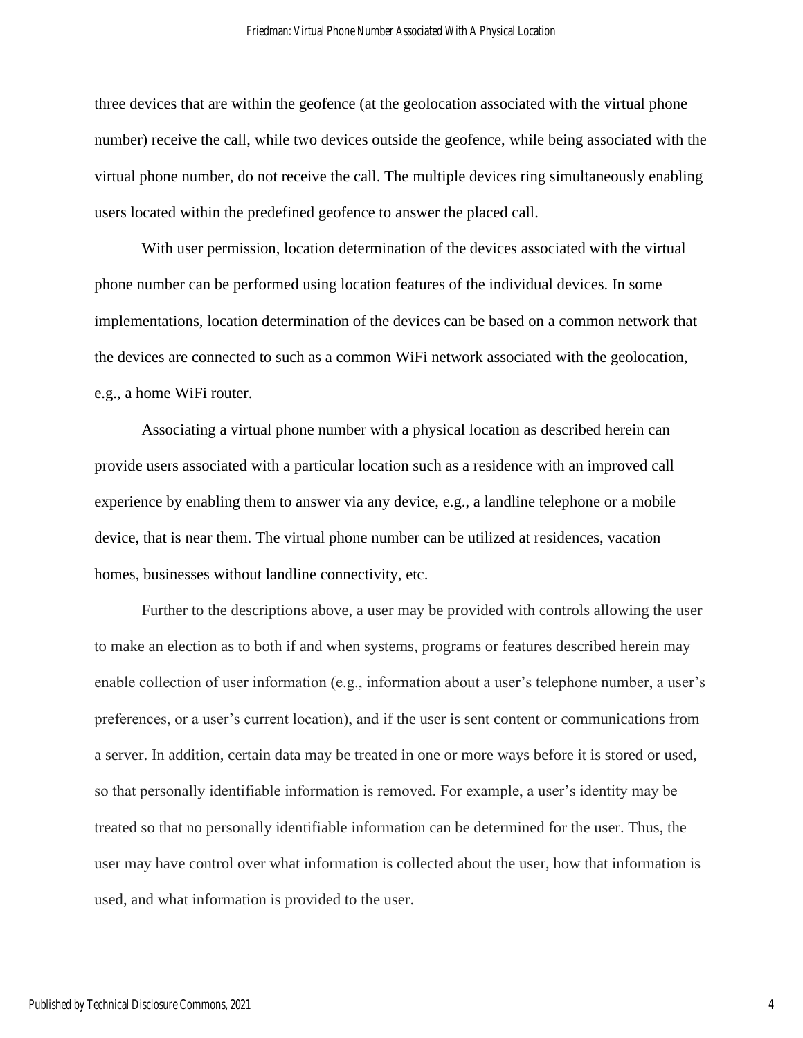three devices that are within the geofence (at the geolocation associated with the virtual phone number) receive the call, while two devices outside the geofence, while being associated with the virtual phone number, do not receive the call. The multiple devices ring simultaneously enabling users located within the predefined geofence to answer the placed call.

With user permission, location determination of the devices associated with the virtual phone number can be performed using location features of the individual devices. In some implementations, location determination of the devices can be based on a common network that the devices are connected to such as a common WiFi network associated with the geolocation, e.g., a home WiFi router.

Associating a virtual phone number with a physical location as described herein can provide users associated with a particular location such as a residence with an improved call experience by enabling them to answer via any device, e.g., a landline telephone or a mobile device, that is near them. The virtual phone number can be utilized at residences, vacation homes, businesses without landline connectivity, etc.

Further to the descriptions above, a user may be provided with controls allowing the user to make an election as to both if and when systems, programs or features described herein may enable collection of user information (e.g., information about a user's telephone number, a user's preferences, or a user's current location), and if the user is sent content or communications from a server. In addition, certain data may be treated in one or more ways before it is stored or used, so that personally identifiable information is removed. For example, a user's identity may be treated so that no personally identifiable information can be determined for the user. Thus, the user may have control over what information is collected about the user, how that information is used, and what information is provided to the user.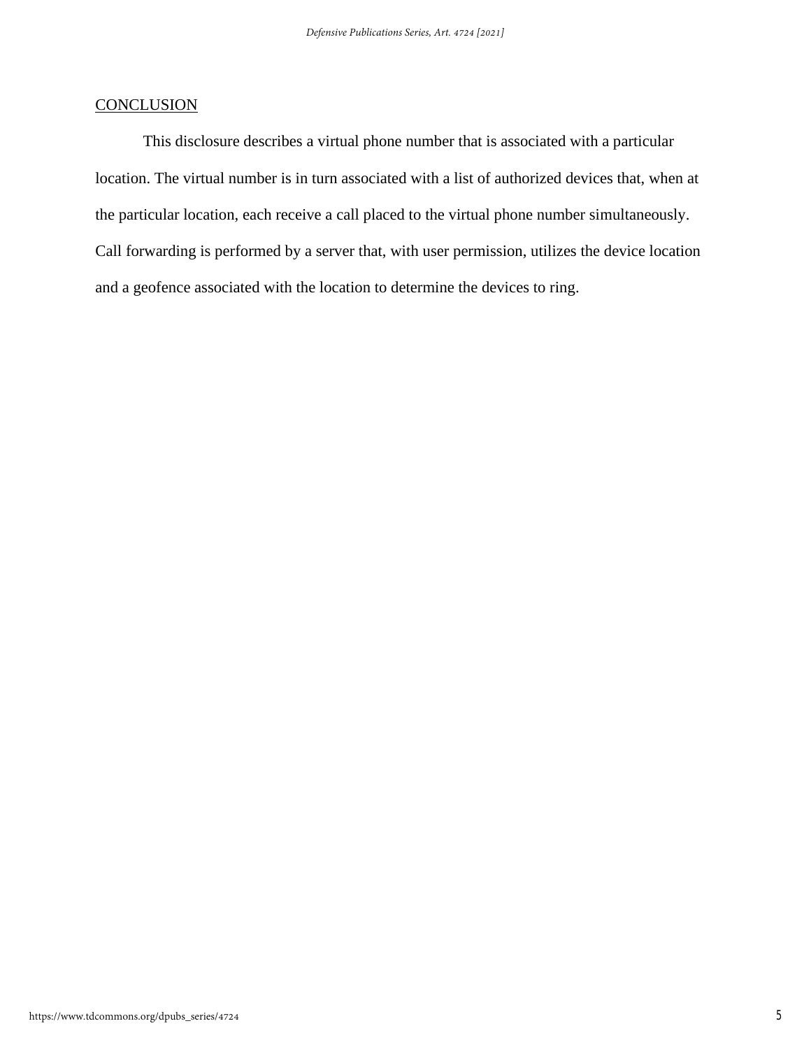## CONCLUSION

This disclosure describes a virtual phone number that is associated with a particular location. The virtual number is in turn associated with a list of authorized devices that, when at the particular location, each receive a call placed to the virtual phone number simultaneously. Call forwarding is performed by a server that, with user permission, utilizes the device location and a geofence associated with the location to determine the devices to ring.